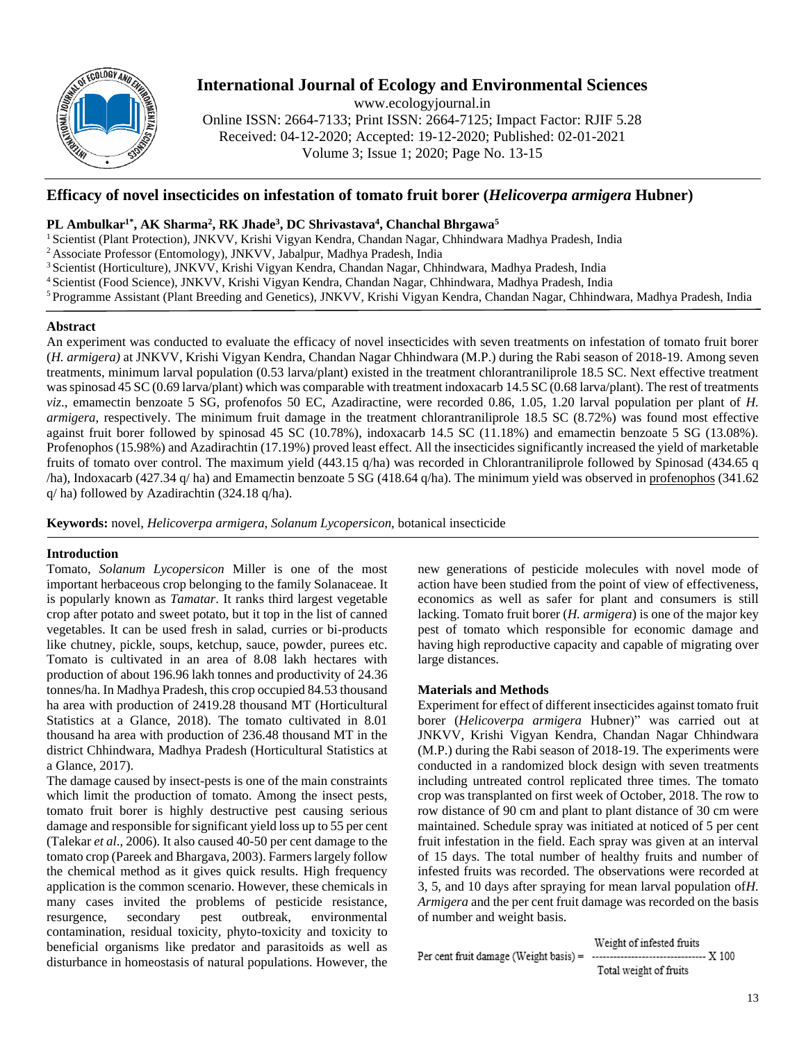# Efficacy of novel insecticides on infestation of tomato fruit borer (*Helicoverpa armigera* Hubner)

**PL Ambulkar[1*], AK Sharma[2], RK Jhade[3], DC Shrivastava[4], Chanchal Bhrgawa[5]**

[1] Scientist (Plant Protection), JNKVV, Krishi Vigyan Kendra, Chandan Nagar, Chhindwara Madhya Pradesh, India
[2] Associate Professor (Entomology), JNKVV, Jabalpur, Madhya Pradesh, India
[3] Scientist (Horticulture), JNKVV, Krishi Vigyan Kendra, Chandan Nagar, Chhindwara, Madhya Pradesh, India
[4] Scientist (Food Science), JNKVV, Krishi Vigyan Kendra, Chandan Nagar, Chhindwara, Madhya Pradesh, India
[5] Programme Assistant (Plant Breeding and Genetics), JNKVV, Krishi Vigyan Kendra, Chandan Nagar, Chhindwara, Madhya Pradesh, India

## Abstract

An experiment was conducted to evaluate the efficacy of novel insecticides with seven treatments on infestation of tomato fruit borer (*H. armigera)* at JNKVV, Krishi Vigyan Kendra, Chandan Nagar Chhindwara (M.P.) during the Rabi season of 2018-19. Among seven treatments, minimum larval population (0.53 larva/plant) existed in the treatment chlorantraniliprole 18.5 SC. Next effective treatment was spinosad 45 SC (0.69 larva/plant) which was comparable with treatment indoxacarb 14.5 SC (0.68 larva/plant). The rest of treatments *viz*., emamectin benzoate 5 SG, profenofos 50 EC, Azadiractine, were recorded 0.86, 1.05, 1.20 larval population per plant of *H. armigera*, respectively. The minimum fruit damage in the treatment chlorantraniliprole 18.5 SC (8.72%) was found most effective against fruit borer followed by spinosad 45 SC (10.78%), indoxacarb 14.5 SC (11.18%) and emamectin benzoate 5 SG (13.08%). Profenophos (15.98%) and Azadirachtin (17.19%) proved least effect. All the insecticides significantly increased the yield of marketable fruits of tomato over control. The maximum yield (443.15 q/ha) was recorded in Chlorantraniliprole followed by Spinosad (434.65 q /ha), Indoxacarb (427.34 q/ ha) and Emamectin benzoate 5 SG (418.64 q/ha). The minimum yield was observed in profenophos (341.62 q/ ha) followed by Azadirachtin (324.18 q/ha).

**Keywords:** novel, *Helicoverpa armigera*, *Solanum Lycopersicon*, botanical insecticide

## Introduction

Tomato, *Solanum Lycopersicon* Miller is one of the most important herbaceous crop belonging to the family Solanaceae. It is popularly known as *Tamatar*. It ranks third largest vegetable crop after potato and sweet potato, but it top in the list of canned vegetables. It can be used fresh in salad, curries or bi-products like chutney, pickle, soups, ketchup, sauce, powder, purees etc. Tomato is cultivated in an area of 8.08 lakh hectares with production of about 196.96 lakh tonnes and productivity of 24.36 tonnes/ha. In Madhya Pradesh, this crop occupied 84.53 thousand ha area with production of 2419.28 thousand MT (Horticultural Statistics at a Glance, 2018). The tomato cultivated in 8.01 thousand ha area with production of 236.48 thousand MT in the district Chhindwara, Madhya Pradesh (Horticultural Statistics at a Glance, 2017).

The damage caused by insect-pests is one of the main constraints which limit the production of tomato. Among the insect pests, tomato fruit borer is highly destructive pest causing serious damage and responsible for significant yield loss up to 55 per cent (Talekar *et al*., 2006). It also caused 40-50 per cent damage to the tomato crop (Pareek and Bhargava, 2003). Farmers largely follow the chemical method as it gives quick results. High frequency application is the common scenario. However, these chemicals in many cases invited the problems of pesticide resistance, resurgence, secondary pest outbreak, environmental contamination, residual toxicity, phyto-toxicity and toxicity to beneficial organisms like predator and parasitoids as well as disturbance in homeostasis of natural populations. However, the new generations of pesticide molecules with novel mode of action have been studied from the point of view of effectiveness, economics as well as safer for plant and consumers is still lacking. Tomato fruit borer (*H. armigera*) is one of the major key pest of tomato which responsible for economic damage and having high reproductive capacity and capable of migrating over large distances.

## Materials and Methods

Experiment for effect of different insecticides against tomato fruit borer (*Helicoverpa armigera* Hubner)" was carried out at JNKVV, Krishi Vigyan Kendra, Chandan Nagar Chhindwara (M.P.) during the Rabi season of 2018-19. The experiments were conducted in a randomized block design with seven treatments including untreated control replicated three times. The tomato crop was transplanted on first week of October, 2018. The row to row distance of 90 cm and plant to plant distance of 30 cm were maintained. Schedule spray was initiated at noticed of 5 per cent fruit infestation in the field. Each spray was given at an interval of 15 days. The total number of healthy fruits and number of infested fruits was recorded. The observations were recorded at 3, 5, and 10 days after spraying for mean larval population of*H. Armigera* and the per cent fruit damage was recorded on the basis of number and weight basis.

$$\text{Per cent fruit damage (Weight basis)} = \frac{\text{Weight of infested fruits}}{\text{Total weight of fruits}} \times 100$$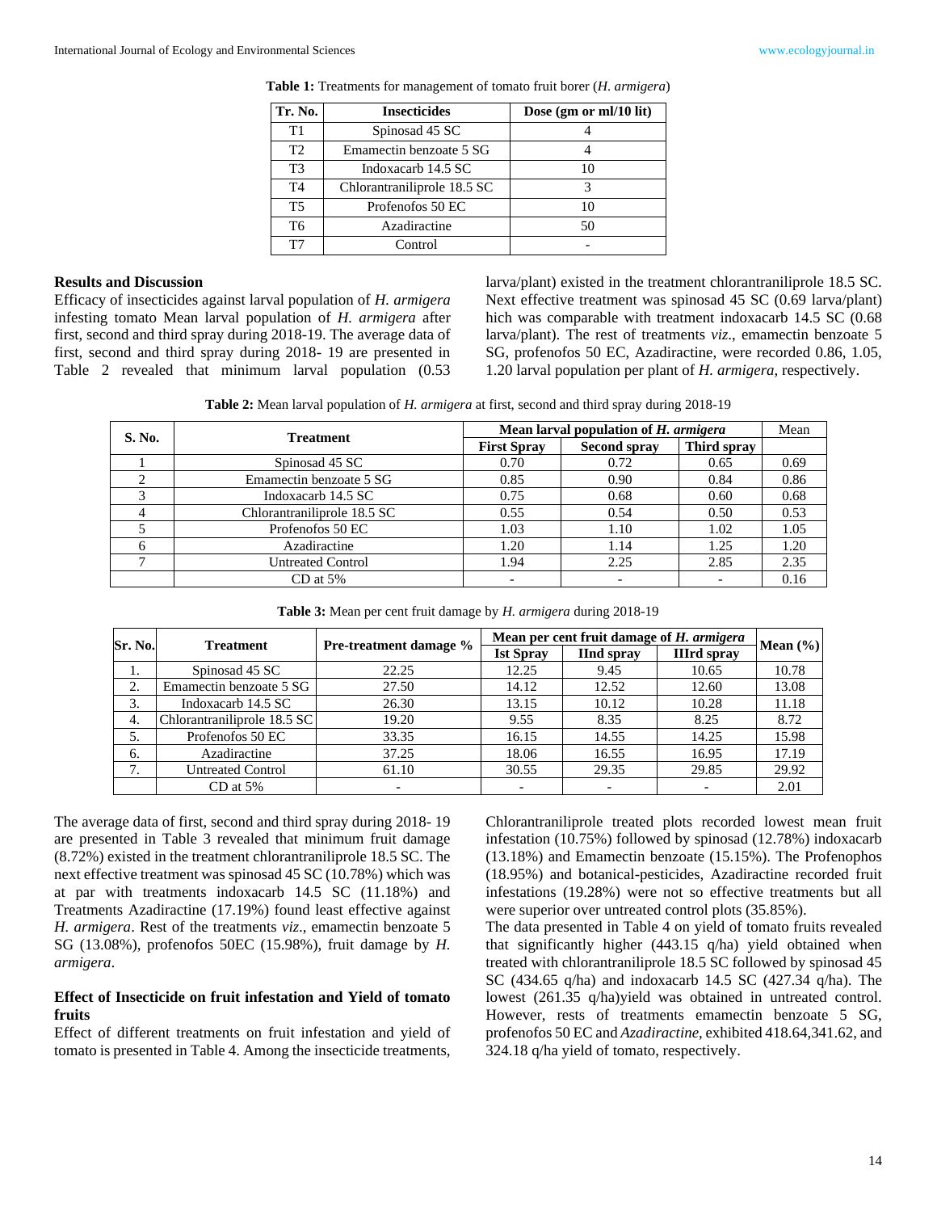**Table 1:** Treatments for management of tomato fruit borer (*H. armigera*)

| Tr. No. | Insecticides | Dose (gm or ml/10 lit) |
| --- | --- | --- |
| T1 | Spinosad 45 SC | 4 |
| T2 | Emamectin benzoate 5 SG | 4 |
| T3 | Indoxacarb 14.5 SC | 10 |
| T4 | Chlorantraniliprole 18.5 SC | 3 |
| T5 | Profenofos 50 EC | 10 |
| T6 | Azadiractine | 50 |
| T7 | Control | - |

## Results and Discussion

Efficacy of insecticides against larval population of *H. armigera* infesting tomato Mean larval population of *H. armigera* after first, second and third spray during 2018-19. The average data of first, second and third spray during 2018- 19 are presented in Table 2 revealed that minimum larval population (0.53 larva/plant) existed in the treatment chlorantraniliprole 18.5 SC. Next effective treatment was spinosad 45 SC (0.69 larva/plant) hich was comparable with treatment indoxacarb 14.5 SC (0.68 larva/plant). The rest of treatments *viz*., emamectin benzoate 5 SG, profenofos 50 EC, Azadiractine, were recorded 0.86, 1.05, 1.20 larval population per plant of *H. armigera*, respectively.

**Table 2:** Mean larval population of *H. armigera* at first, second and third spray during 2018-19

| S. No. | Treatment | Mean larval population of *H. armigera* | | | Mean |
| --- | --- | --- | --- | --- | --- |
| | | First Spray | Second spray | Third spray | |
| 1 | Spinosad 45 SC | 0.70 | 0.72 | 0.65 | 0.69 |
| 2 | Emamectin benzoate 5 SG | 0.85 | 0.90 | 0.84 | 0.86 |
| 3 | Indoxacarb 14.5 SC | 0.75 | 0.68 | 0.60 | 0.68 |
| 4 | Chlorantraniliprole 18.5 SC | 0.55 | 0.54 | 0.50 | 0.53 |
| 5 | Profenofos 50 EC | 1.03 | 1.10 | 1.02 | 1.05 |
| 6 | Azadiractine | 1.20 | 1.14 | 1.25 | 1.20 |
| 7 | Untreated Control | 1.94 | 2.25 | 2.85 | 2.35 |
| | CD at 5% | - | - | - | 0.16 |

**Table 3:** Mean per cent fruit damage by *H. armigera* during 2018-19

| Sr. No. | Treatment | Pre-treatment damage % | Mean per cent fruit damage of *H. armigera* | | | Mean (%) |
| --- | --- | --- | --- | --- | --- | --- |
| | | | Ist Spray | IInd spray | IIIrd spray | |
| 1. | Spinosad 45 SC | 22.25 | 12.25 | 9.45 | 10.65 | 10.78 |
| 2. | Emamectin benzoate 5 SG | 27.50 | 14.12 | 12.52 | 12.60 | 13.08 |
| 3. | Indoxacarb 14.5 SC | 26.30 | 13.15 | 10.12 | 10.28 | 11.18 |
| 4. | Chlorantraniliprole 18.5 SC | 19.20 | 9.55 | 8.35 | 8.25 | 8.72 |
| 5. | Profenofos 50 EC | 33.35 | 16.15 | 14.55 | 14.25 | 15.98 |
| 6. | Azadiractine | 37.25 | 18.06 | 16.55 | 16.95 | 17.19 |
| 7. | Untreated Control | 61.10 | 30.55 | 29.35 | 29.85 | 29.92 |
| | CD at 5% | - | - | - | - | 2.01 |

The average data of first, second and third spray during 2018- 19 are presented in Table 3 revealed that minimum fruit damage (8.72%) existed in the treatment chlorantraniliprole 18.5 SC. The next effective treatment was spinosad 45 SC (10.78%) which was at par with treatments indoxacarb 14.5 SC (11.18%) and Treatments Azadiractine (17.19%) found least effective against *H. armigera*. Rest of the treatments *viz*., emamectin benzoate 5 SG (13.08%), profenofos 50EC (15.98%), fruit damage by *H. armigera*.

## Effect of Insecticide on fruit infestation and Yield of tomato fruits

Effect of different treatments on fruit infestation and yield of tomato is presented in Table 4. Among the insecticide treatments, Chlorantraniliprole treated plots recorded lowest mean fruit infestation (10.75%) followed by spinosad (12.78%) indoxacarb (13.18%) and Emamectin benzoate (15.15%). The Profenophos (18.95%) and botanical-pesticides, Azadiractine recorded fruit infestations (19.28%) were not so effective treatments but all were superior over untreated control plots (35.85%).

The data presented in Table 4 on yield of tomato fruits revealed that significantly higher (443.15 q/ha) yield obtained when treated with chlorantraniliprole 18.5 SC followed by spinosad 45 SC (434.65 q/ha) and indoxacarb 14.5 SC (427.34 q/ha). The lowest (261.35 q/ha)yield was obtained in untreated control. However, rests of treatments emamectin benzoate 5 SG, profenofos 50 EC and *Azadiractine*, exhibited 418.64,341.62, and 324.18 q/ha yield of tomato, respectively.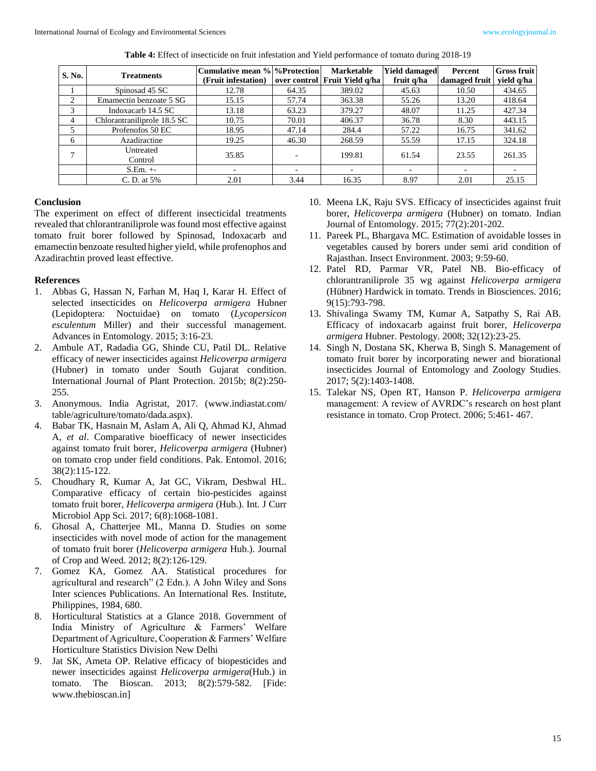**Table 4:** Effect of insecticide on fruit infestation and Yield performance of tomato during 2018-19

| S. No. | Treatments | Cumulative mean % (Fruit infestation) | %Protection over control | Marketable Fruit Yield q/ha | Yield damaged fruit q/ha | Percent damaged fruit | Gross fruit yield q/ha |
|---|---|---|---|---|---|---|---|
| 1 | Spinosad 45 SC | 12.78 | 64.35 | 389.02 | 45.63 | 10.50 | 434.65 |
| 2 | Emamectin benzoate 5 SG | 15.15 | 57.74 | 363.38 | 55.26 | 13.20 | 418.64 |
| 3 | Indoxacarb 14.5 SC | 13.18 | 63.23 | 379.27 | 48.07 | 11.25 | 427.34 |
| 4 | Chlorantraniliprole 18.5 SC | 10.75 | 70.01 | 406.37 | 36.78 | 8.30 | 443.15 |
| 5 | Profenofos 50 EC | 18.95 | 47.14 | 284.4 | 57.22 | 16.75 | 341.62 |
| 6 | Azadiractine | 19.25 | 46.30 | 268.59 | 55.59 | 17.15 | 324.18 |
| 7 | Untreated Control | 35.85 | - | 199.81 | 61.54 | 23.55 | 261.35 |
| | S.Em. +- | - | - | - | - | - | - |
| | C. D. at 5% | 2.01 | 3.44 | 16.35 | 8.97 | 2.01 | 25.15 |

## Conclusion

The experiment on effect of different insecticidal treatments revealed that chlorantraniliprole was found most effective against tomato fruit borer followed by Spinosad, Indoxacarb and emamectin benzoate resulted higher yield, while profenophos and Azadirachtin proved least effective.

## References

1. Abbas G, Hassan N, Farhan M, Haq I, Karar H. Effect of selected insecticides on *Helicoverpa armigera* Hubner (Lepidoptera: Noctuidae) on tomato (*Lycopersicon esculentum* Miller) and their successful management. Advances in Entomology. 2015; 3:16-23.
2. Ambule AT, Radadia GG, Shinde CU, Patil DL. Relative efficacy of newer insecticides against *Helicoverpa armigera* (Hubner) in tomato under South Gujarat condition. International Journal of Plant Protection. 2015b; 8(2):250-255.
3. Anonymous. India Agristat, 2017. (www.indiastat.com/table/agriculture/tomato/dada.aspx).
4. Babar TK, Hasnain M, Aslam A, Ali Q, Ahmad KJ, Ahmad A, *et al*. Comparative bioefficacy of newer insecticides against tomato fruit borer, *Helicoverpa armigera* (Hubner) on tomato crop under field conditions. Pak. Entomol. 2016; 38(2):115-122.
5. Choudhary R, Kumar A, Jat GC, Vikram, Deshwal HL. Comparative efficacy of certain bio-pesticides against tomato fruit borer, *Helicoverpa armigera* (Hub.). Int. J Curr Microbiol App Sci. 2017; 6(8):1068-1081.
6. Ghosal A, Chatterjee ML, Manna D. Studies on some insecticides with novel mode of action for the management of tomato fruit borer (*Helicoverpa armigera* Hub.). Journal of Crop and Weed. 2012; 8(2):126-129.
7. Gomez KA, Gomez AA. Statistical procedures for agricultural and research" (2 Edn.). A John Wiley and Sons Inter sciences Publications. An International Res. Institute, Philippines, 1984, 680.
8. Horticultural Statistics at a Glance 2018. Government of India Ministry of Agriculture & Farmers' Welfare Department of Agriculture, Cooperation & Farmers' Welfare Horticulture Statistics Division New Delhi
9. Jat SK, Ameta OP. Relative efficacy of biopesticides and newer insecticides against *Helicoverpa armigera*(Hub.) in tomato. The Bioscan. 2013; 8(2):579-582. [Fide: www.thebioscan.in]
10. Meena LK, Raju SVS. Efficacy of insecticides against fruit borer, *Helicoverpa armigera* (Hubner) on tomato. Indian Journal of Entomology. 2015; 77(2):201-202.
11. Pareek PL, Bhargava MC. Estimation of avoidable losses in vegetables caused by borers under semi arid condition of Rajasthan. Insect Environment. 2003; 9:59-60.
12. Patel RD, Parmar VR, Patel NB. Bio-efficacy of chlorantraniliprole 35 wg against *Helicoverpa armigera* (Hübner) Hardwick in tomato. Trends in Biosciences. 2016; 9(15):793-798.
13. Shivalinga Swamy TM, Kumar A, Satpathy S, Rai AB. Efficacy of indoxacarb against fruit borer, *Helicoverpa armigera* Hubner. Pestology. 2008; 32(12):23-25.
14. Singh N, Dostana SK, Kherwa B, Singh S. Management of tomato fruit borer by incorporating newer and biorational insecticides Journal of Entomology and Zoology Studies. 2017; 5(2):1403-1408.
15. Talekar NS, Open RT, Hanson P. *Helicoverpa armigera* management: A review of AVRDC's research on host plant resistance in tomato. Crop Protect. 2006; 5:461- 467.